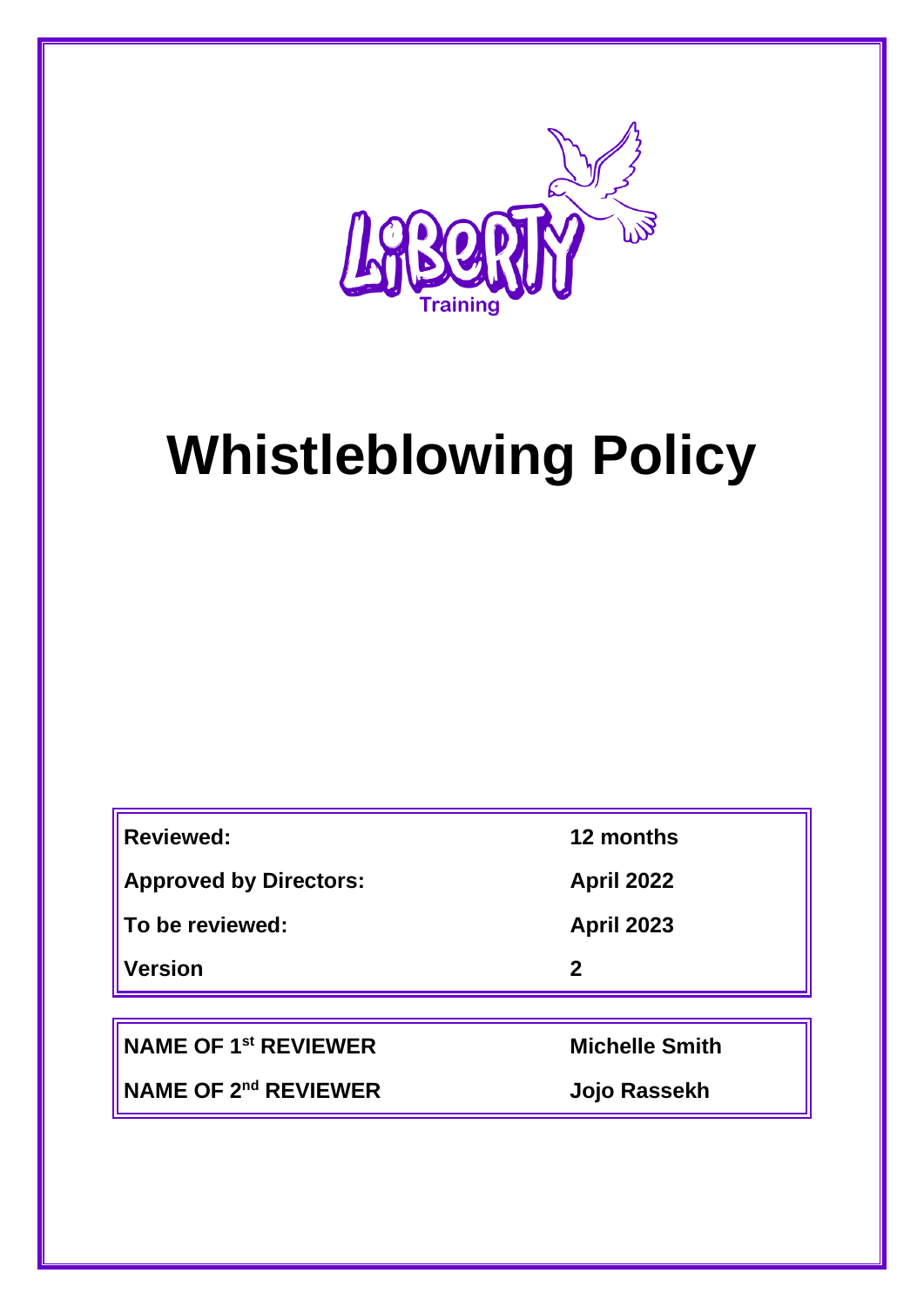Liberty Training

# Whistleblowing Policy

| | |
|---|---|
| **Reviewed:** | **12 months** |
| **Approved by Directors:** | **April 2022** |
| **To be reviewed:** | **April 2023** |
| **Version** | **2** |

| | |
|---|---|
| **NAME OF 1st REVIEWER** | **Michelle Smith** |
| **NAME OF 2nd REVIEWER** | **Jojo Rassekh** |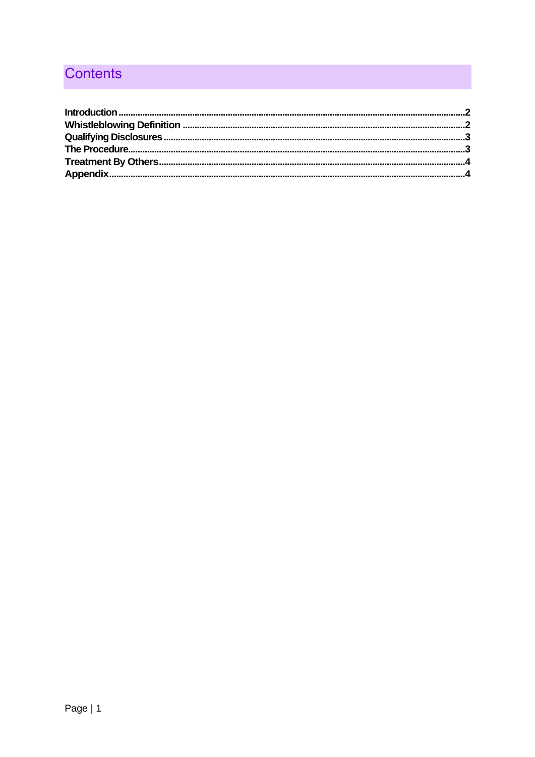# Contents

| | |
|---|---|
| **Introduction** | **2** |
| **Whistleblowing Definition** | **2** |
| **Qualifying Disclosures** | **3** |
| **The Procedure** | **3** |
| **Treatment By Others** | **4** |
| **Appendix** | **4** |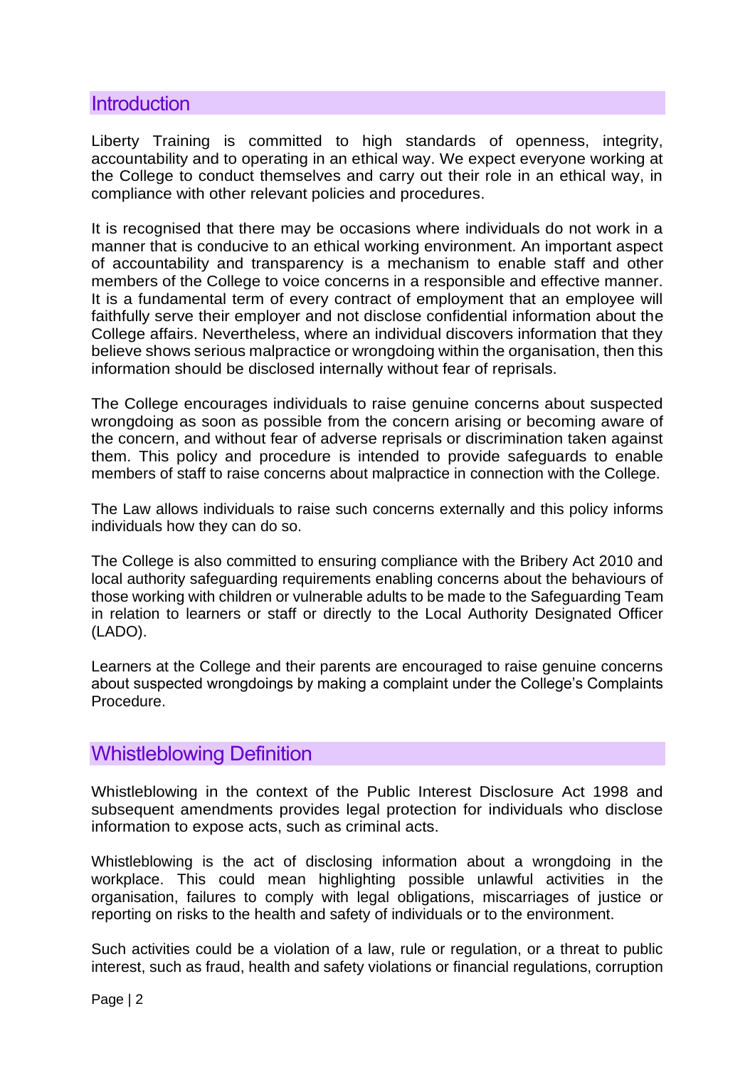## Introduction

Liberty Training is committed to high standards of openness, integrity, accountability and to operating in an ethical way. We expect everyone working at the College to conduct themselves and carry out their role in an ethical way, in compliance with other relevant policies and procedures.

It is recognised that there may be occasions where individuals do not work in a manner that is conducive to an ethical working environment. An important aspect of accountability and transparency is a mechanism to enable staff and other members of the College to voice concerns in a responsible and effective manner. It is a fundamental term of every contract of employment that an employee will faithfully serve their employer and not disclose confidential information about the College affairs. Nevertheless, where an individual discovers information that they believe shows serious malpractice or wrongdoing within the organisation, then this information should be disclosed internally without fear of reprisals.

The College encourages individuals to raise genuine concerns about suspected wrongdoing as soon as possible from the concern arising or becoming aware of the concern, and without fear of adverse reprisals or discrimination taken against them. This policy and procedure is intended to provide safeguards to enable members of staff to raise concerns about malpractice in connection with the College.

The Law allows individuals to raise such concerns externally and this policy informs individuals how they can do so.

The College is also committed to ensuring compliance with the Bribery Act 2010 and local authority safeguarding requirements enabling concerns about the behaviours of those working with children or vulnerable adults to be made to the Safeguarding Team in relation to learners or staff or directly to the Local Authority Designated Officer (LADO).

Learners at the College and their parents are encouraged to raise genuine concerns about suspected wrongdoings by making a complaint under the College's Complaints Procedure.

## Whistleblowing Definition

Whistleblowing in the context of the Public Interest Disclosure Act 1998 and subsequent amendments provides legal protection for individuals who disclose information to expose acts, such as criminal acts.

Whistleblowing is the act of disclosing information about a wrongdoing in the workplace. This could mean highlighting possible unlawful activities in the organisation, failures to comply with legal obligations, miscarriages of justice or reporting on risks to the health and safety of individuals or to the environment.

Such activities could be a violation of a law, rule or regulation, or a threat to public interest, such as fraud, health and safety violations or financial regulations, corruption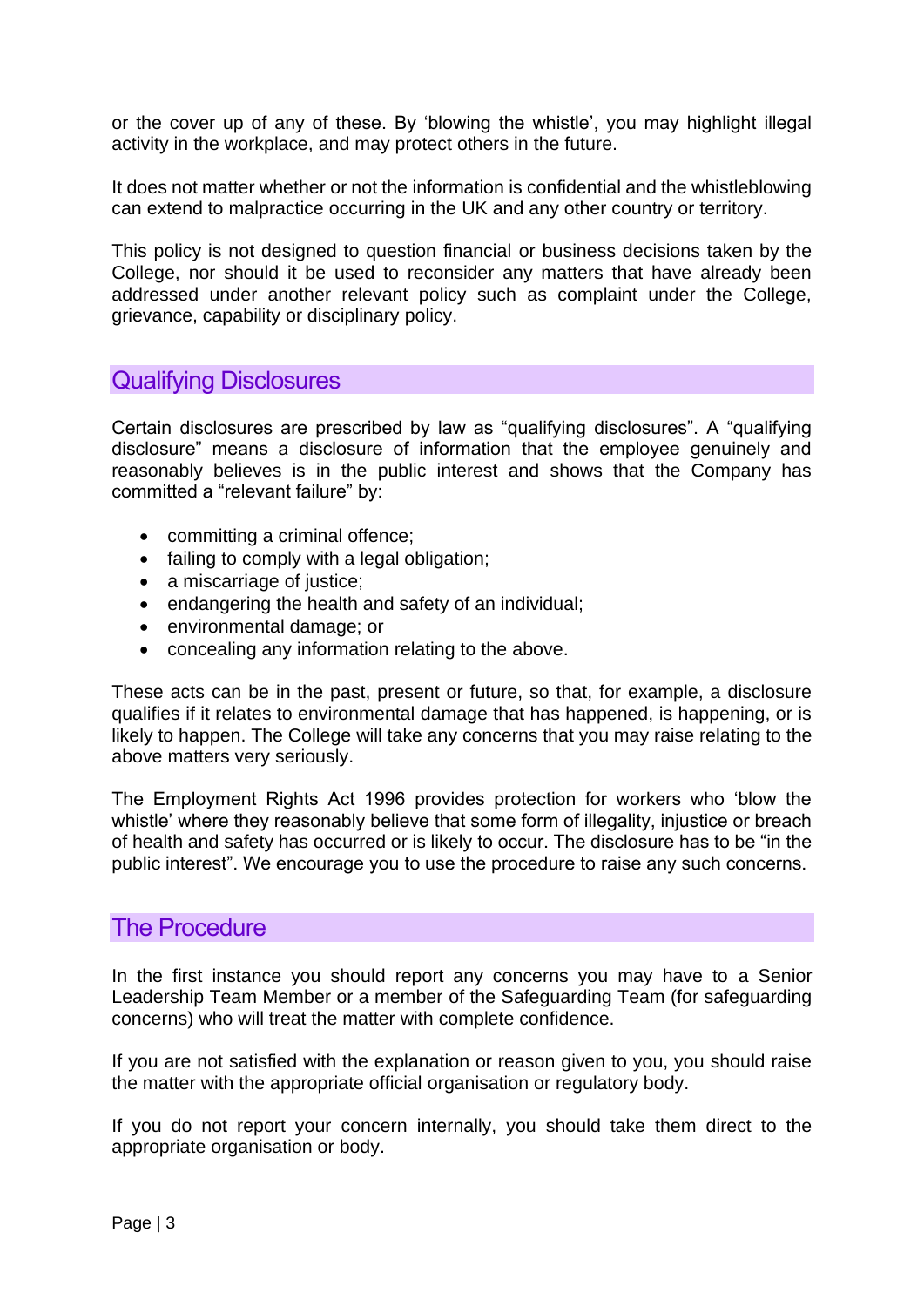or the cover up of any of these. By 'blowing the whistle', you may highlight illegal activity in the workplace, and may protect others in the future.

It does not matter whether or not the information is confidential and the whistleblowing can extend to malpractice occurring in the UK and any other country or territory.

This policy is not designed to question financial or business decisions taken by the College, nor should it be used to reconsider any matters that have already been addressed under another relevant policy such as complaint under the College, grievance, capability or disciplinary policy.

## Qualifying Disclosures

Certain disclosures are prescribed by law as "qualifying disclosures". A "qualifying disclosure" means a disclosure of information that the employee genuinely and reasonably believes is in the public interest and shows that the Company has committed a "relevant failure" by:

- committing a criminal offence;
- failing to comply with a legal obligation;
- a miscarriage of justice;
- endangering the health and safety of an individual;
- environmental damage; or
- concealing any information relating to the above.

These acts can be in the past, present or future, so that, for example, a disclosure qualifies if it relates to environmental damage that has happened, is happening, or is likely to happen. The College will take any concerns that you may raise relating to the above matters very seriously.

The Employment Rights Act 1996 provides protection for workers who 'blow the whistle' where they reasonably believe that some form of illegality, injustice or breach of health and safety has occurred or is likely to occur. The disclosure has to be "in the public interest". We encourage you to use the procedure to raise any such concerns.

## The Procedure

In the first instance you should report any concerns you may have to a Senior Leadership Team Member or a member of the Safeguarding Team (for safeguarding concerns) who will treat the matter with complete confidence.

If you are not satisfied with the explanation or reason given to you, you should raise the matter with the appropriate official organisation or regulatory body.

If you do not report your concern internally, you should take them direct to the appropriate organisation or body.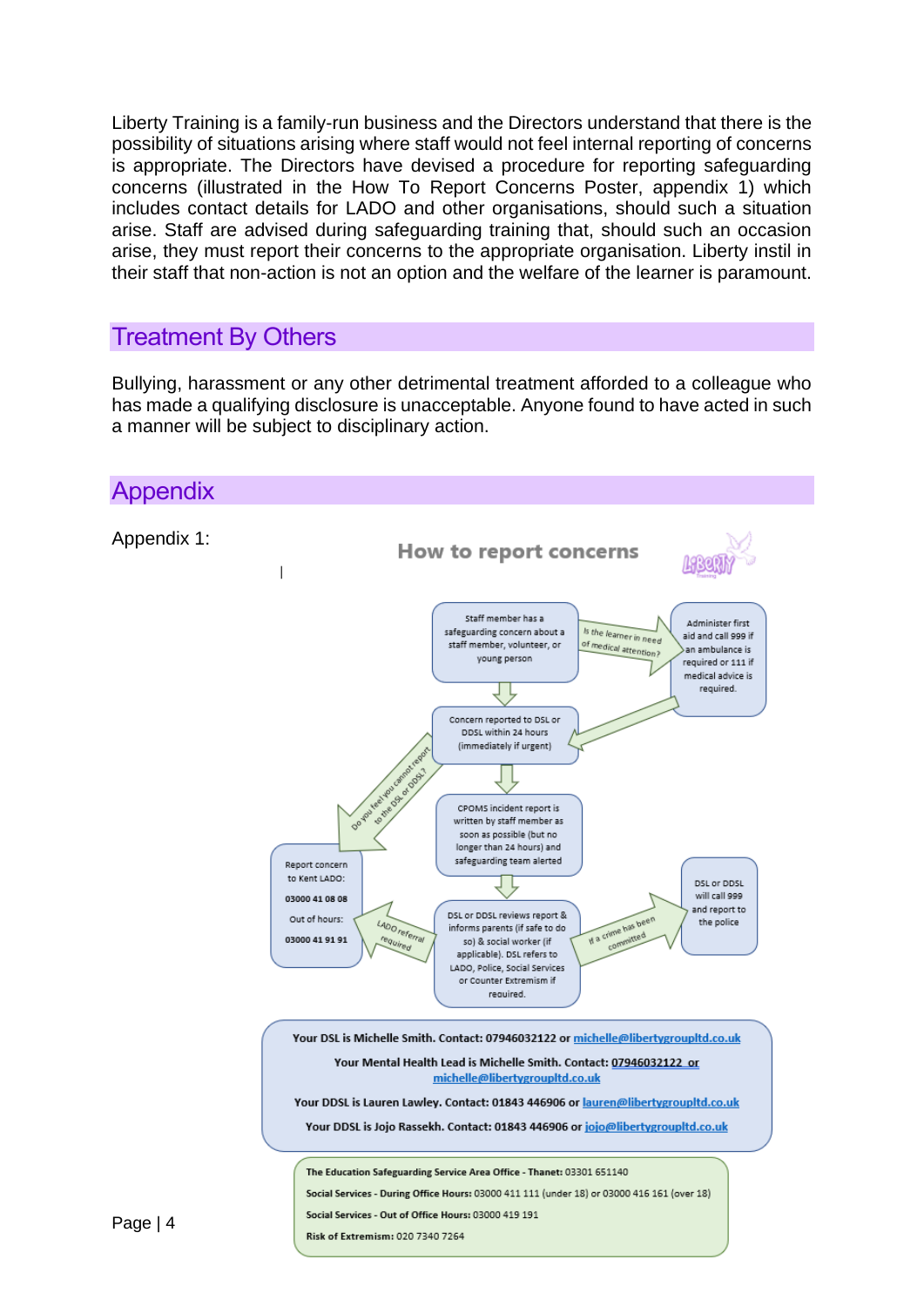Liberty Training is a family-run business and the Directors understand that there is the possibility of situations arising where staff would not feel internal reporting of concerns is appropriate. The Directors have devised a procedure for reporting safeguarding concerns (illustrated in the How To Report Concerns Poster, appendix 1) which includes contact details for LADO and other organisations, should such a situation arise. Staff are advised during safeguarding training that, should such an occasion arise, they must report their concerns to the appropriate organisation. Liberty instil in their staff that non-action is not an option and the welfare of the learner is paramount.

## Treatment By Others

Bullying, harassment or any other detrimental treatment afforded to a colleague who has made a qualifying disclosure is unacceptable. Anyone found to have acted in such a manner will be subject to disciplinary action.

## Appendix

Appendix 1:

How to report concerns

Staff member has a safeguarding concern about a staff member, volunteer, or young person

Is the learner in need of medical attention?

Administer first aid and call 999 if an ambulance is required or 111 if medical advice is required.

Concern reported to DSL or DDSL within 24 hours (immediately if urgent)

Do you feel you cannot report to the DSL or DDSL?

Report concern to Kent LADO: 03000 41 08 08 Out of hours: 03000 41 91 91

CPOMS incident report is written by staff member as soon as possible (but no longer than 24 hours) and safeguarding team alerted

DSL or DDSL reviews report & informs parents (if safe to do so) & social worker (if applicable). DSL refers to LADO, Police, Social Services or Counter Extremism if required.

LADO referral required

If a crime has been committed

DSL or DDSL will call 999 and report to the police

**Your DSL is Michelle Smith. Contact: 07946032122 or michelle@libertygroupltd.co.uk**

**Your Mental Health Lead is Michelle Smith. Contact: 07946032122 or michelle@libertygroupltd.co.uk**

**Your DDSL is Lauren Lawley. Contact: 01843 446906 or lauren@libertygroupltd.co.uk**

**Your DDSL is Jojo Rassekh. Contact: 01843 446906 or jojo@libertygroupltd.co.uk**

**The Education Safeguarding Service Area Office - Thanet:** 03301 651140

**Social Services - During Office Hours:** 03000 411 111 (under 18) or 03000 416 161 (over 18)

**Social Services - Out of Office Hours:** 03000 419 191

**Risk of Extremism:** 020 7340 7264